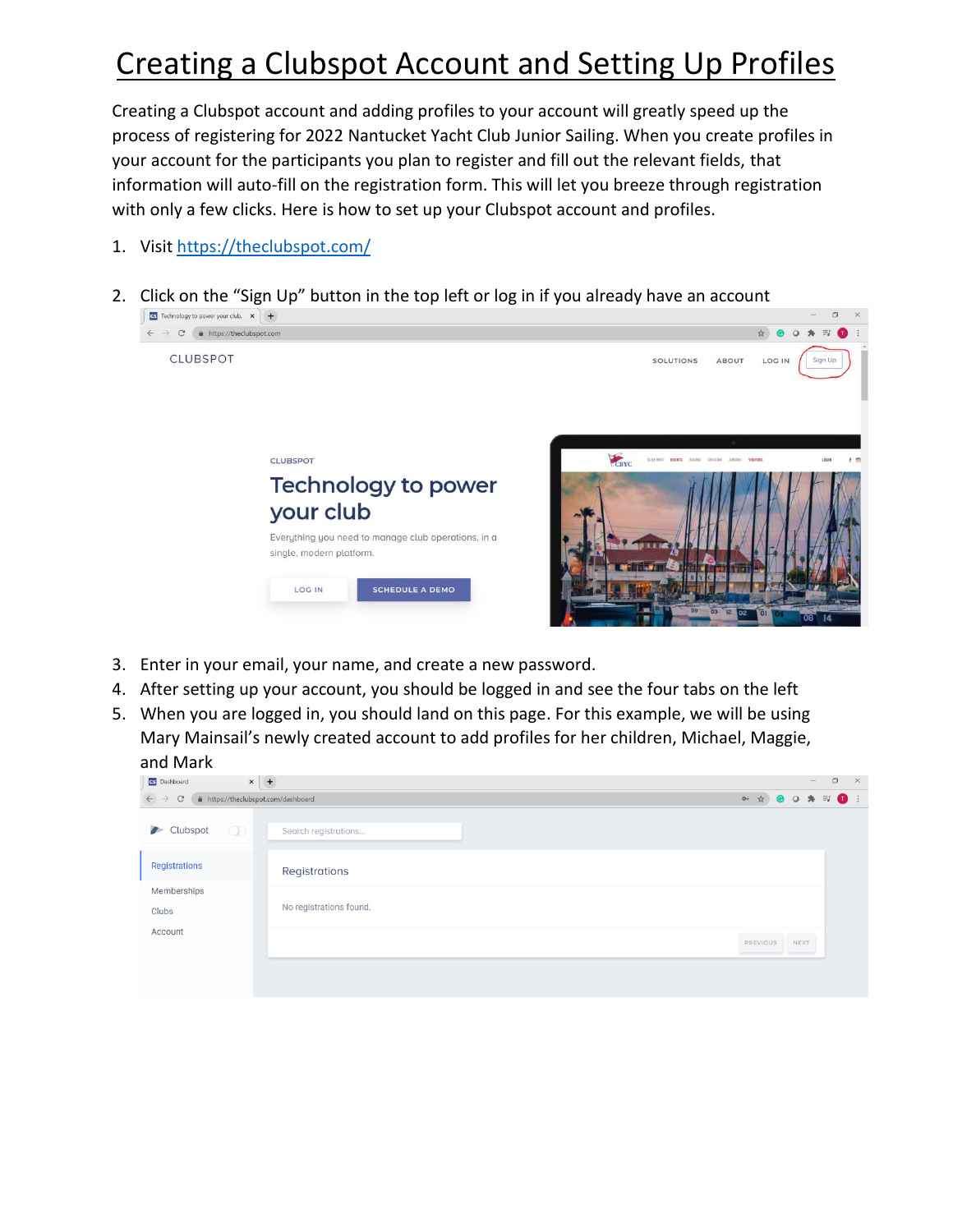# Creating a Clubspot Account and Setting Up Profiles

Creating a Clubspot account and adding profiles to your account will greatly speed up the process of registering for 2022 Nantucket Yacht Club Junior Sailing. When you create profiles in your account for the participants you plan to register and fill out the relevant fields, that information will auto-fill on the registration form. This will let you breeze through registration with only a few clicks. Here is how to set up your Clubspot account and profiles.

1. Visit https://theclubspot.com/
2. Click on the "Sign Up" button in the top left or log in if you already have an account
3. Enter in your email, your name, and create a new password.
4. After setting up your account, you should be logged in and see the four tabs on the left
5. When you are logged in, you should land on this page. For this example, we will be using Mary Mainsail's newly created account to add profiles for her children, Michael, Maggie, and Mark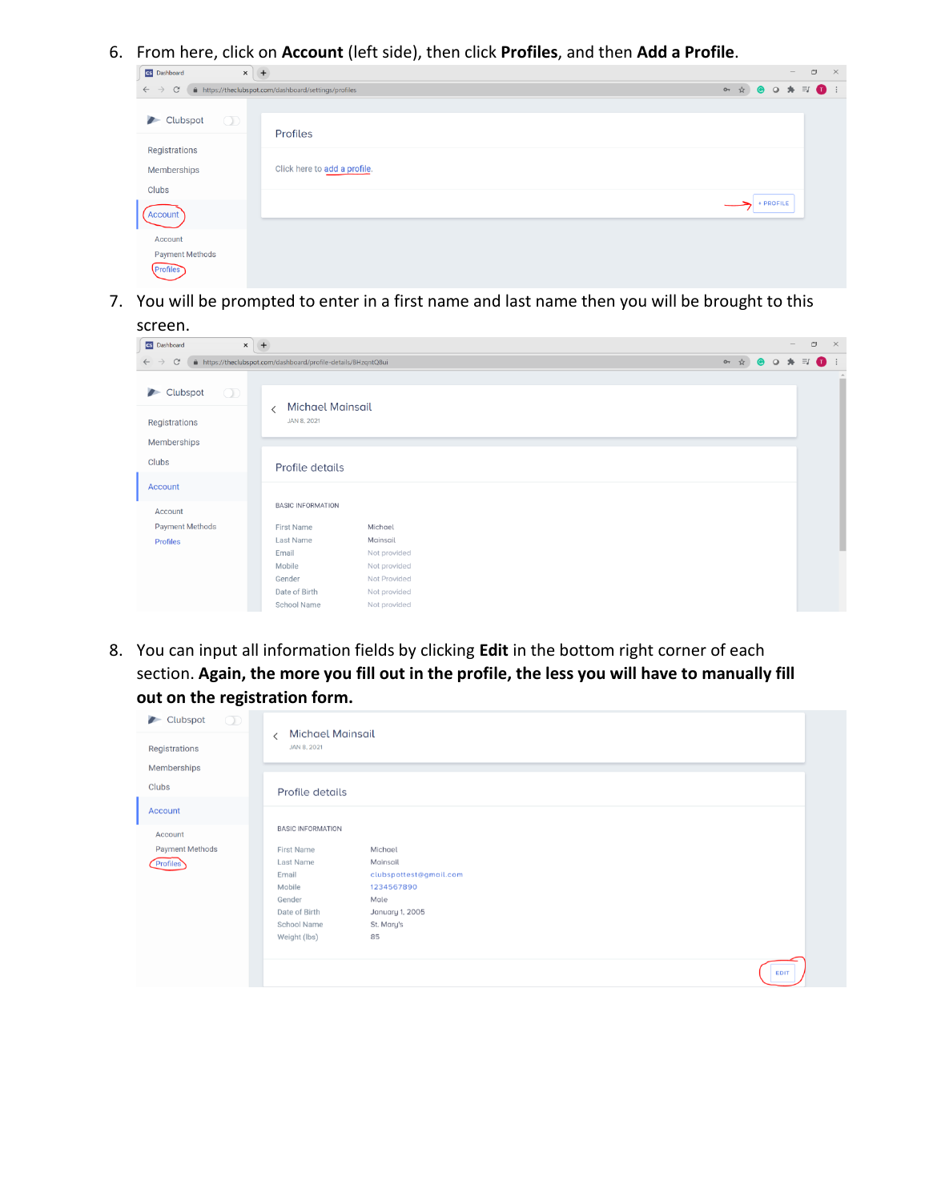6. From here, click on **Account** (left side), then click **Profiles**, and then **Add a Profile**.

7. You will be prompted to enter in a first name and last name then you will be brought to this screen.

8. You can input all information fields by clicking **Edit** in the bottom right corner of each section. **Again, the more you fill out in the profile, the less you will have to manually fill out on the registration form.**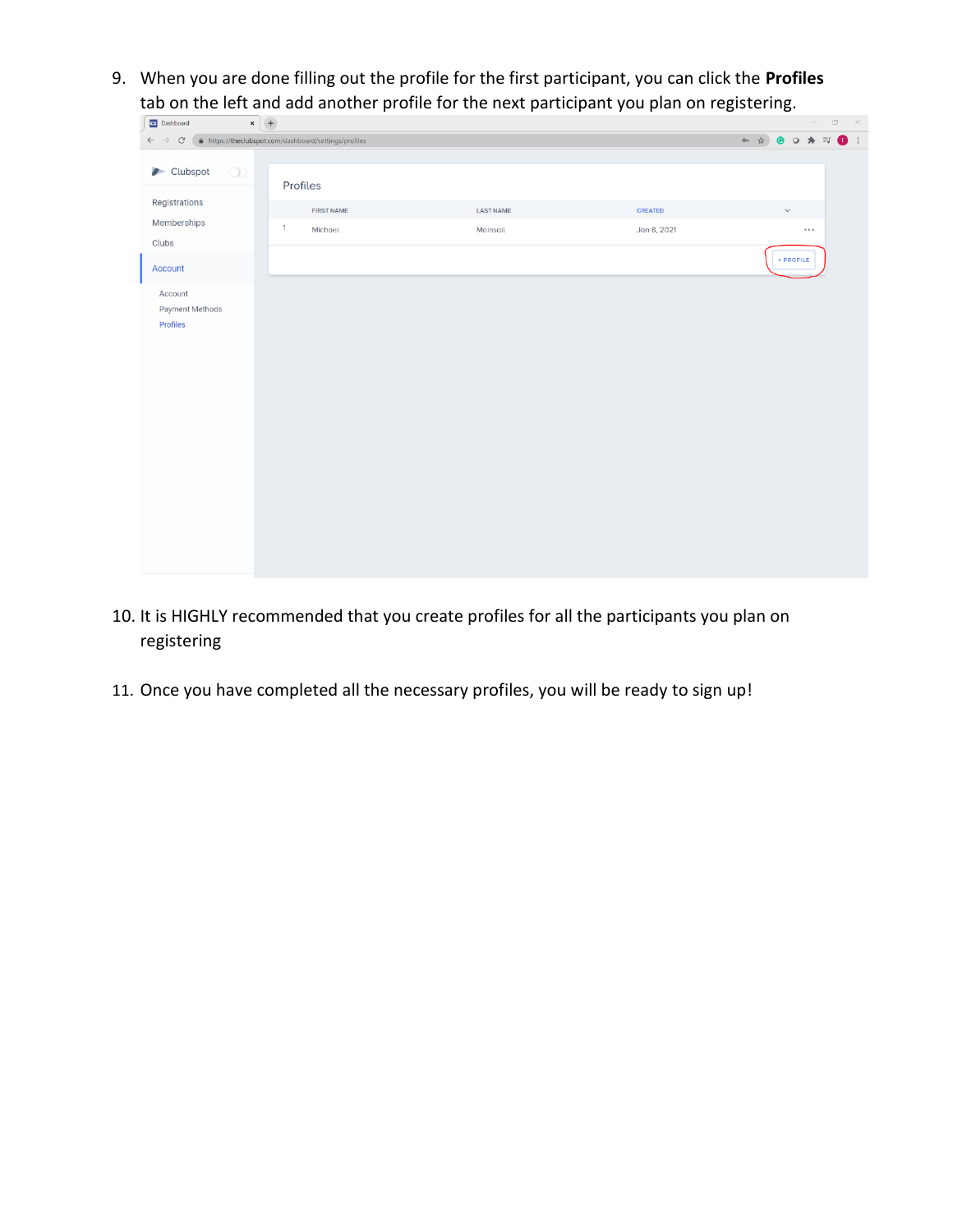9. When you are done filling out the profile for the first participant, you can click the **Profiles** tab on the left and add another profile for the next participant you plan on registering.

10. It is HIGHLY recommended that you create profiles for all the participants you plan on registering

11. Once you have completed all the necessary profiles, you will be ready to sign up!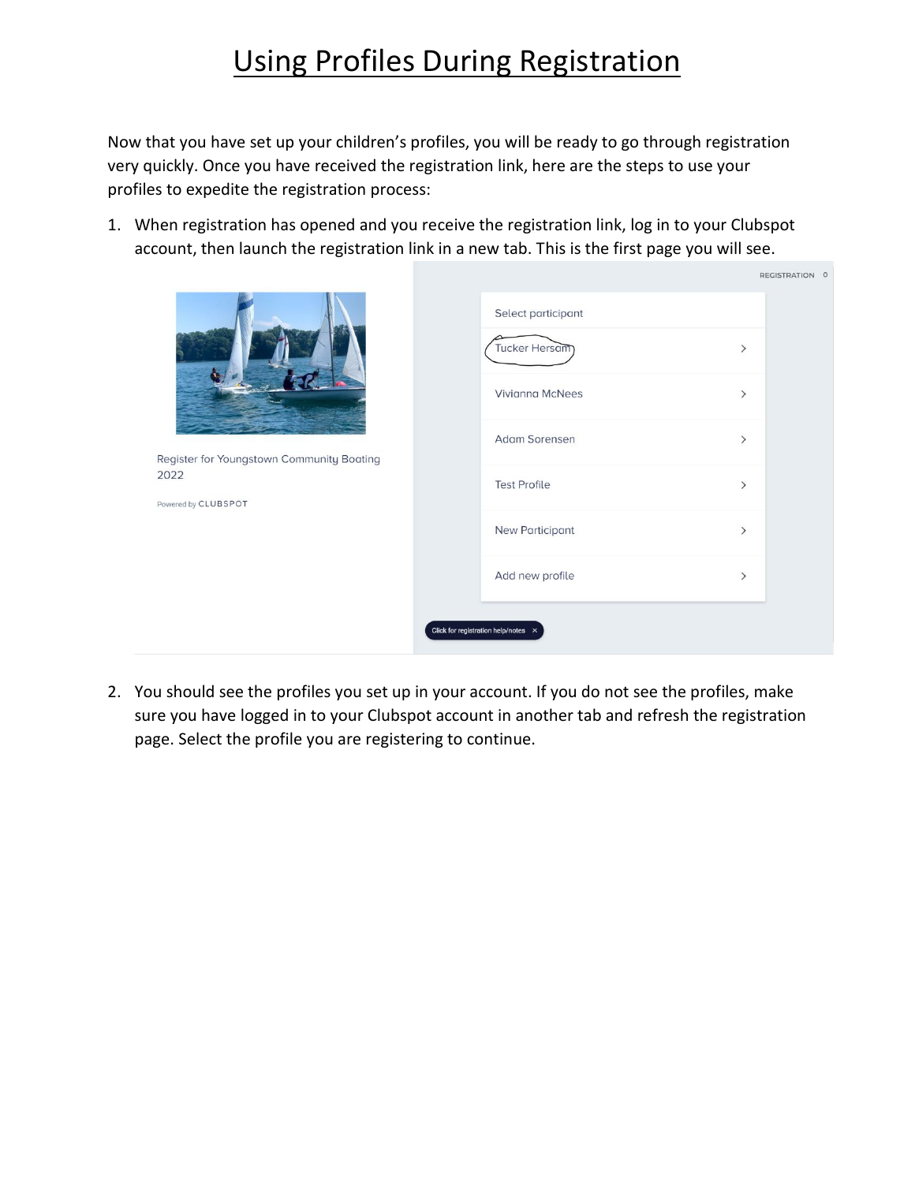# Using Profiles During Registration

Now that you have set up your children's profiles, you will be ready to go through registration very quickly. Once you have received the registration link, here are the steps to use your profiles to expedite the registration process:

1. When registration has opened and you receive the registration link, log in to your Clubspot account, then launch the registration link in a new tab. This is the first page you will see.

2. You should see the profiles you set up in your account. If you do not see the profiles, make sure you have logged in to your Clubspot account in another tab and refresh the registration page. Select the profile you are registering to continue.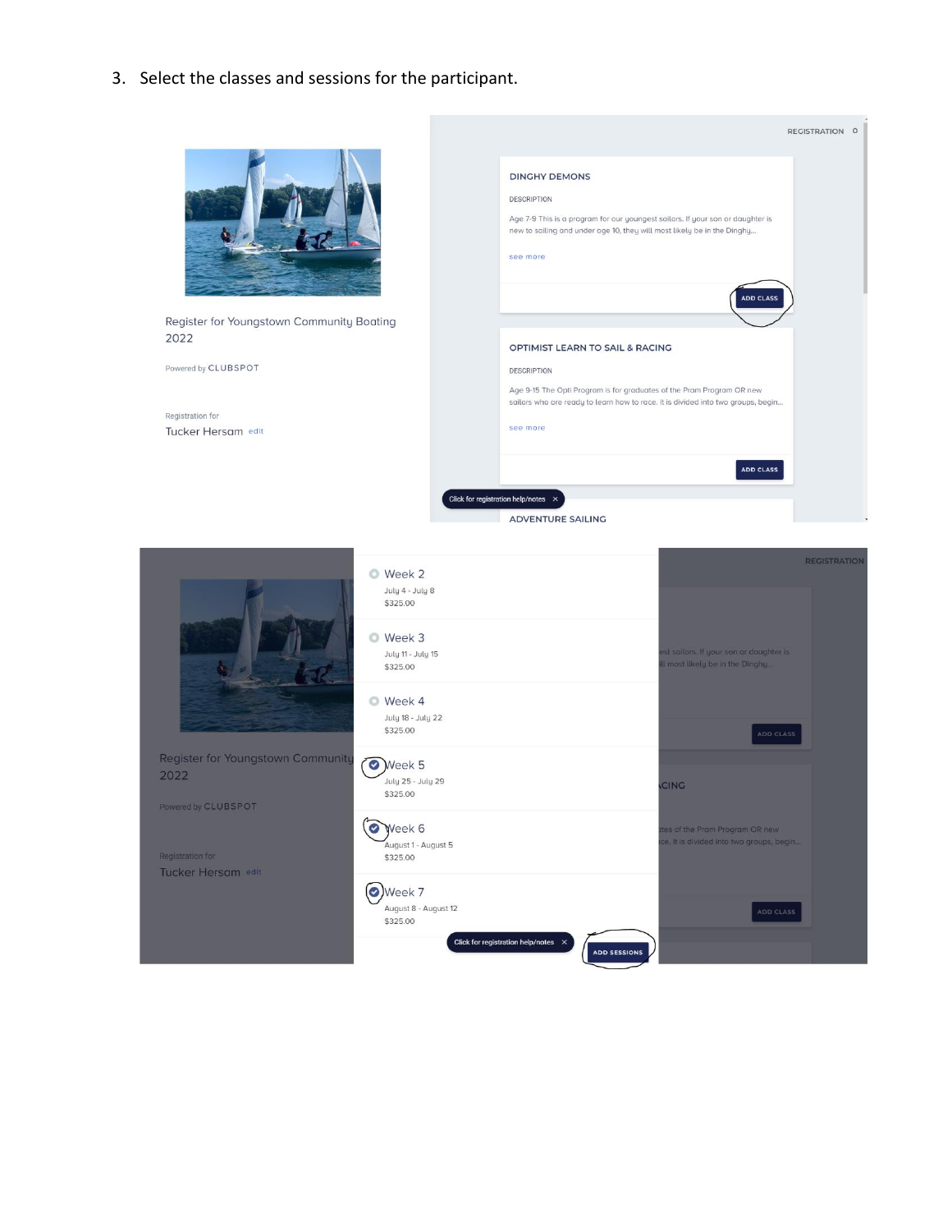3. Select the classes and sessions for the participant.

Register for Youngstown Community Boating 2022

Powered by CLUBSPOT

Registration for

Tucker Hersam edit

REGISTRATION 0

DINGHY DEMONS

DESCRIPTION

Age 7-9 This is a program for our youngest sailors. If your son or daughter is new to sailing and under age 10, they will most likely be in the Dinghy...

see more

ADD CLASS

OPTIMIST LEARN TO SAIL & RACING

DESCRIPTION

Age 9-15 The Opti Program is for graduates of the Pram Program OR new sailors who are ready to learn how to race. It is divided into two groups, begin...

see more

ADD CLASS

Click for registration help/notes ×

ADVENTURE SAILING

---

Register for Youngstown Community 2022

Powered by CLUBSPOT

Registration for

Tucker Hersam edit

REGISTRATION

- Week 2
  July 4 - July 8
  $325.00
- Week 3
  July 11 - July 15
  $325.00
- Week 4
  July 18 - July 22
  $325.00
- Week 5
  July 25 - July 29
  $325.00
- Week 6
  August 1 - August 5
  $325.00
- Week 7
  August 8 - August 12
  $325.00

Click for registration help/notes ×

ADD SESSIONS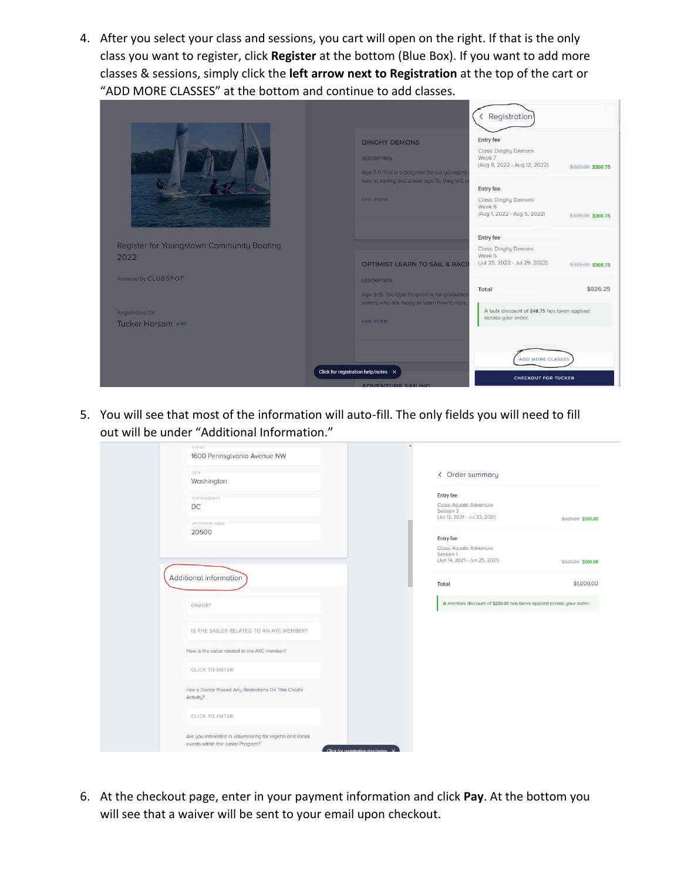4. After you select your class and sessions, you cart will open on the right. If that is the only class you want to register, click **Register** at the bottom (Blue Box). If you want to add more classes & sessions, simply click the **left arrow next to Registration** at the top of the cart or "ADD MORE CLASSES" at the bottom and continue to add classes.

5. You will see that most of the information will auto-fill. The only fields you will need to fill out will be under "Additional Information."

6. At the checkout page, enter in your payment information and click **Pay**. At the bottom you will see that a waiver will be sent to your email upon checkout.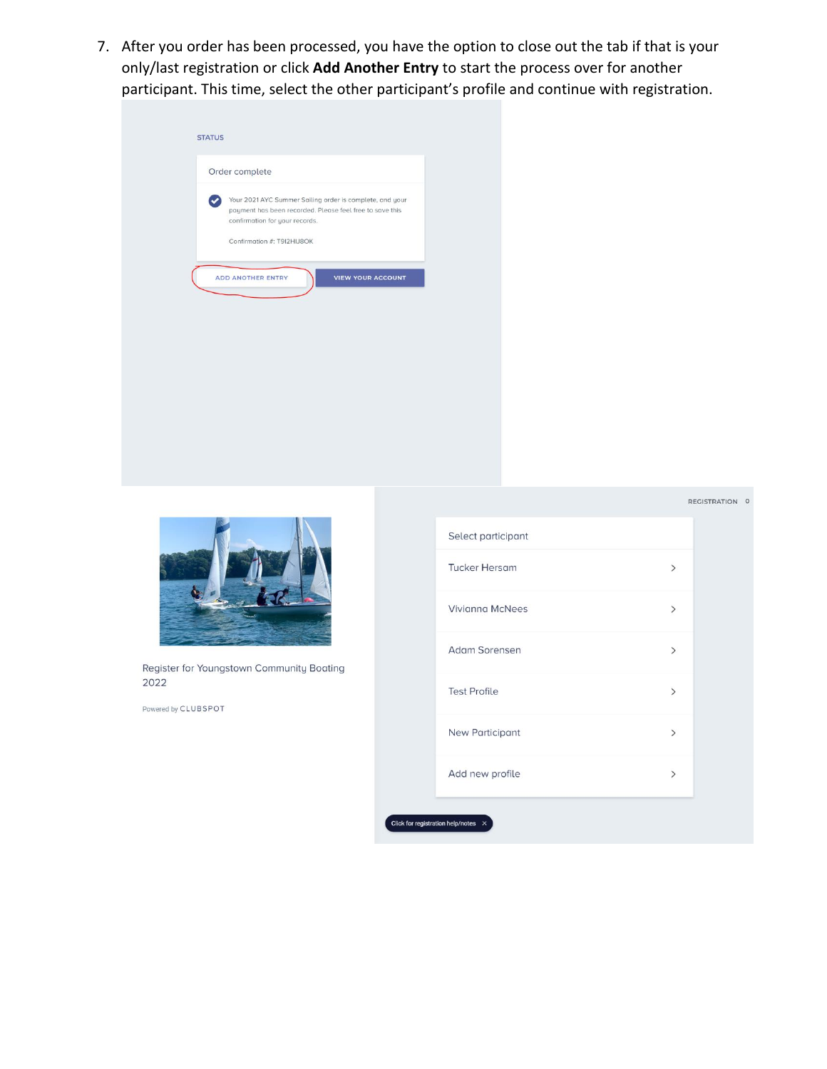7. After you order has been processed, you have the option to close out the tab if that is your only/last registration or click **Add Another Entry** to start the process over for another participant. This time, select the other participant's profile and continue with registration.

STATUS

Order complete

Your 2021 AYC Summer Sailing order is complete, and your payment has been recorded. Please feel free to save this confirmation for your records.

Confirmation #: T9I2HIJ8OK

ADD ANOTHER ENTRY

VIEW YOUR ACCOUNT

Register for Youngstown Community Boating 2022

Powered by CLUBSPOT

REGISTRATION 0

Select participant

Tucker Hersam

Vivianna McNees

Adam Sorensen

Test Profile

New Participant

Add new profile

Click for registration help/notes